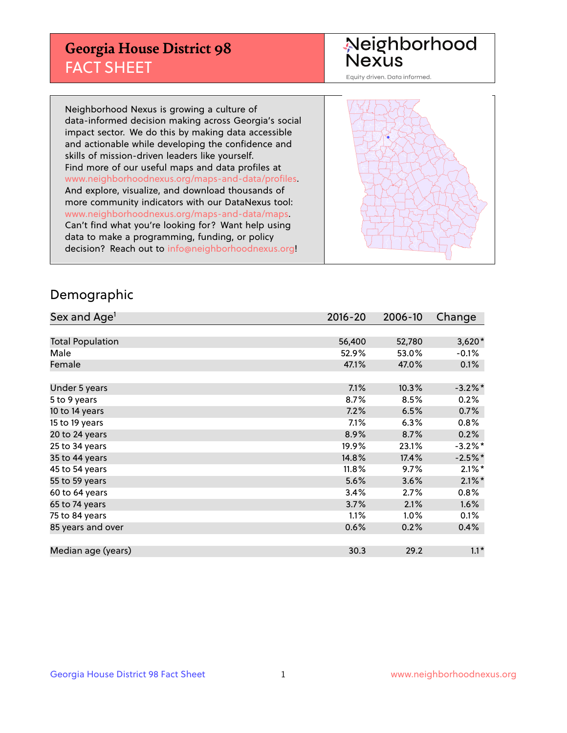# Georgia House District 98

## FACT SHEET

**Neighborhood Nexus**

Equity driven. Data informed.

Neighborhood Nexus is growing a culture of data-informed decision making across Georgia's social impact sector. We do this by making data accessible and actionable while developing the confidence and skills of mission-driven leaders like yourself. Find more of our useful maps and data profiles at www.neighborhoodnexus.org/maps-and-data/profiles. And explore, visualize, and download thousands of more community indicators with our DataNexus tool: www.neighborhoodnexus.org/maps-and-data/maps. Can't find what you're looking for? Want help using data to make a programming, funding, or policy decision? Reach out to info@neighborhoodnexus.org!

## Demographic

| Sex and Age[1] | 2016-20 | 2006-10 | Change |
|---|---|---|---|
| Total Population | 56,400 | 52,780 | 3,620* |
| Male | 52.9% | 53.0% | -0.1% |
| Female | 47.1% | 47.0% | 0.1% |
| | | | |
| Under 5 years | 7.1% | 10.3% | -3.2%* |
| 5 to 9 years | 8.7% | 8.5% | 0.2% |
| 10 to 14 years | 7.2% | 6.5% | 0.7% |
| 15 to 19 years | 7.1% | 6.3% | 0.8% |
| 20 to 24 years | 8.9% | 8.7% | 0.2% |
| 25 to 34 years | 19.9% | 23.1% | -3.2%* |
| 35 to 44 years | 14.8% | 17.4% | -2.5%* |
| 45 to 54 years | 11.8% | 9.7% | 2.1%* |
| 55 to 59 years | 5.6% | 3.6% | 2.1%* |
| 60 to 64 years | 3.4% | 2.7% | 0.8% |
| 65 to 74 years | 3.7% | 2.1% | 1.6% |
| 75 to 84 years | 1.1% | 1.0% | 0.1% |
| 85 years and over | 0.6% | 0.2% | 0.4% |
| | | | |
| Median age (years) | 30.3 | 29.2 | 1.1* |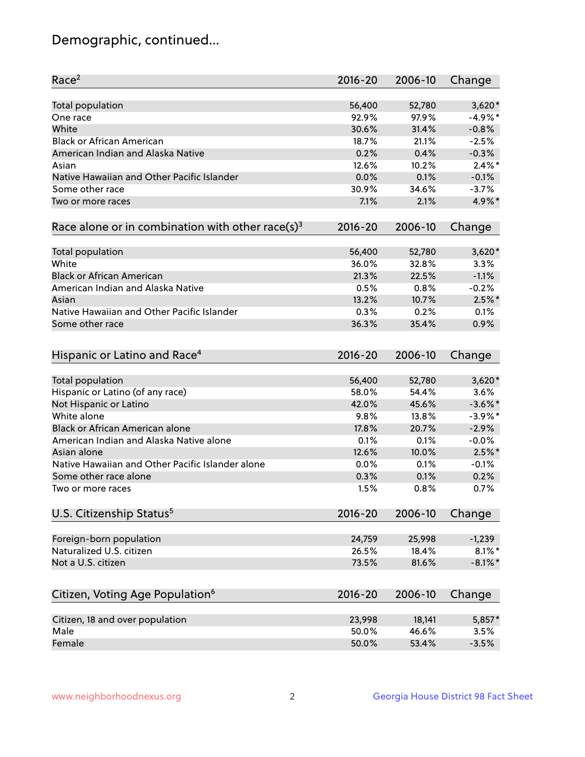# Demographic, continued...

| Race[2] | 2016-20 | 2006-10 | Change |
|---|---|---|---|
| Total population | 56,400 | 52,780 | 3,620* |
| One race | 92.9% | 97.9% | -4.9%* |
| White | 30.6% | 31.4% | -0.8% |
| Black or African American | 18.7% | 21.1% | -2.5% |
| American Indian and Alaska Native | 0.2% | 0.4% | -0.3% |
| Asian | 12.6% | 10.2% | 2.4%* |
| Native Hawaiian and Other Pacific Islander | 0.0% | 0.1% | -0.1% |
| Some other race | 30.9% | 34.6% | -3.7% |
| Two or more races | 7.1% | 2.1% | 4.9%* |

| Race alone or in combination with other race(s)[3] | 2016-20 | 2006-10 | Change |
|---|---|---|---|
| Total population | 56,400 | 52,780 | 3,620* |
| White | 36.0% | 32.8% | 3.3% |
| Black or African American | 21.3% | 22.5% | -1.1% |
| American Indian and Alaska Native | 0.5% | 0.8% | -0.2% |
| Asian | 13.2% | 10.7% | 2.5%* |
| Native Hawaiian and Other Pacific Islander | 0.3% | 0.2% | 0.1% |
| Some other race | 36.3% | 35.4% | 0.9% |

| Hispanic or Latino and Race[4] | 2016-20 | 2006-10 | Change |
|---|---|---|---|
| Total population | 56,400 | 52,780 | 3,620* |
| Hispanic or Latino (of any race) | 58.0% | 54.4% | 3.6% |
| Not Hispanic or Latino | 42.0% | 45.6% | -3.6%* |
| White alone | 9.8% | 13.8% | -3.9%* |
| Black or African American alone | 17.8% | 20.7% | -2.9% |
| American Indian and Alaska Native alone | 0.1% | 0.1% | -0.0% |
| Asian alone | 12.6% | 10.0% | 2.5%* |
| Native Hawaiian and Other Pacific Islander alone | 0.0% | 0.1% | -0.1% |
| Some other race alone | 0.3% | 0.1% | 0.2% |
| Two or more races | 1.5% | 0.8% | 0.7% |

| U.S. Citizenship Status[5] | 2016-20 | 2006-10 | Change |
|---|---|---|---|
| Foreign-born population | 24,759 | 25,998 | -1,239 |
| Naturalized U.S. citizen | 26.5% | 18.4% | 8.1%* |
| Not a U.S. citizen | 73.5% | 81.6% | -8.1%* |

| Citizen, Voting Age Population[6] | 2016-20 | 2006-10 | Change |
|---|---|---|---|
| Citizen, 18 and over population | 23,998 | 18,141 | 5,857* |
| Male | 50.0% | 46.6% | 3.5% |
| Female | 50.0% | 53.4% | -3.5% |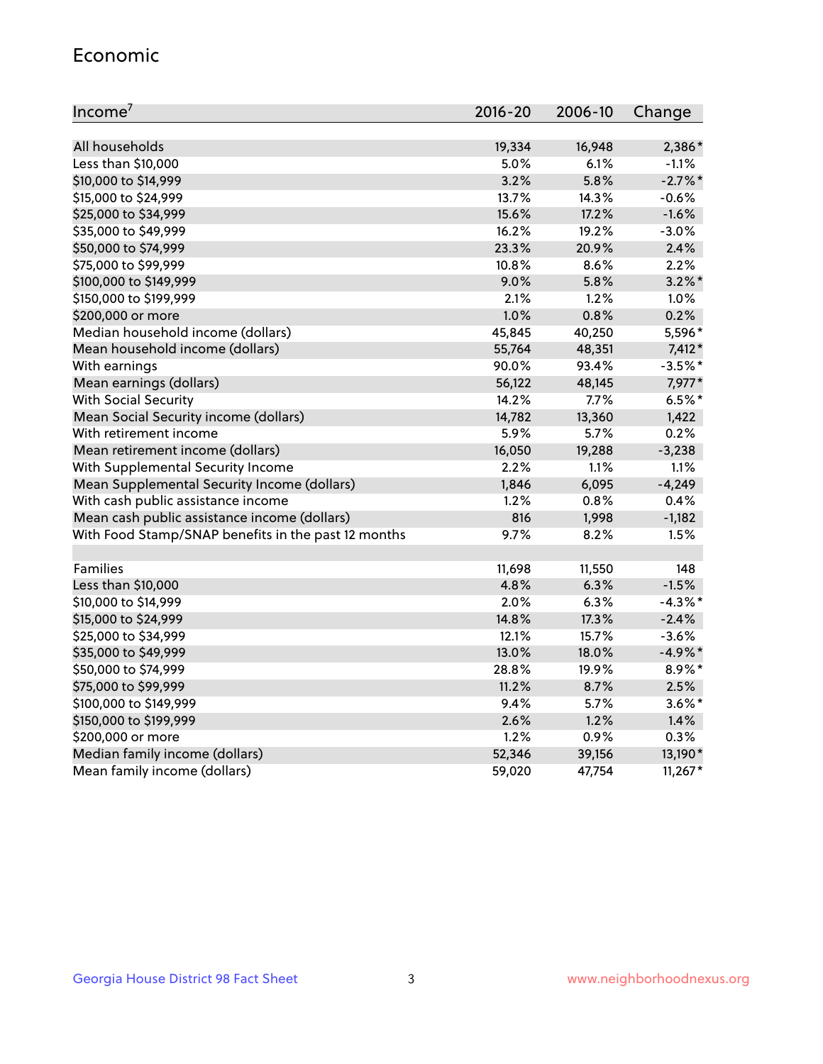## Economic

| Income[7] | 2016-20 | 2006-10 | Change |
|---|---|---|---|
| All households | 19,334 | 16,948 | 2,386* |
| Less than $10,000 | 5.0% | 6.1% | -1.1% |
| $10,000 to $14,999 | 3.2% | 5.8% | -2.7%* |
| $15,000 to $24,999 | 13.7% | 14.3% | -0.6% |
| $25,000 to $34,999 | 15.6% | 17.2% | -1.6% |
| $35,000 to $49,999 | 16.2% | 19.2% | -3.0% |
| $50,000 to $74,999 | 23.3% | 20.9% | 2.4% |
| $75,000 to $99,999 | 10.8% | 8.6% | 2.2% |
| $100,000 to $149,999 | 9.0% | 5.8% | 3.2%* |
| $150,000 to $199,999 | 2.1% | 1.2% | 1.0% |
| $200,000 or more | 1.0% | 0.8% | 0.2% |
| Median household income (dollars) | 45,845 | 40,250 | 5,596* |
| Mean household income (dollars) | 55,764 | 48,351 | 7,412* |
| With earnings | 90.0% | 93.4% | -3.5%* |
| Mean earnings (dollars) | 56,122 | 48,145 | 7,977* |
| With Social Security | 14.2% | 7.7% | 6.5%* |
| Mean Social Security income (dollars) | 14,782 | 13,360 | 1,422 |
| With retirement income | 5.9% | 5.7% | 0.2% |
| Mean retirement income (dollars) | 16,050 | 19,288 | -3,238 |
| With Supplemental Security Income | 2.2% | 1.1% | 1.1% |
| Mean Supplemental Security Income (dollars) | 1,846 | 6,095 | -4,249 |
| With cash public assistance income | 1.2% | 0.8% | 0.4% |
| Mean cash public assistance income (dollars) | 816 | 1,998 | -1,182 |
| With Food Stamp/SNAP benefits in the past 12 months | 9.7% | 8.2% | 1.5% |
| | | | |
| Families | 11,698 | 11,550 | 148 |
| Less than $10,000 | 4.8% | 6.3% | -1.5% |
| $10,000 to $14,999 | 2.0% | 6.3% | -4.3%* |
| $15,000 to $24,999 | 14.8% | 17.3% | -2.4% |
| $25,000 to $34,999 | 12.1% | 15.7% | -3.6% |
| $35,000 to $49,999 | 13.0% | 18.0% | -4.9%* |
| $50,000 to $74,999 | 28.8% | 19.9% | 8.9%* |
| $75,000 to $99,999 | 11.2% | 8.7% | 2.5% |
| $100,000 to $149,999 | 9.4% | 5.7% | 3.6%* |
| $150,000 to $199,999 | 2.6% | 1.2% | 1.4% |
| $200,000 or more | 1.2% | 0.9% | 0.3% |
| Median family income (dollars) | 52,346 | 39,156 | 13,190* |
| Mean family income (dollars) | 59,020 | 47,754 | 11,267* |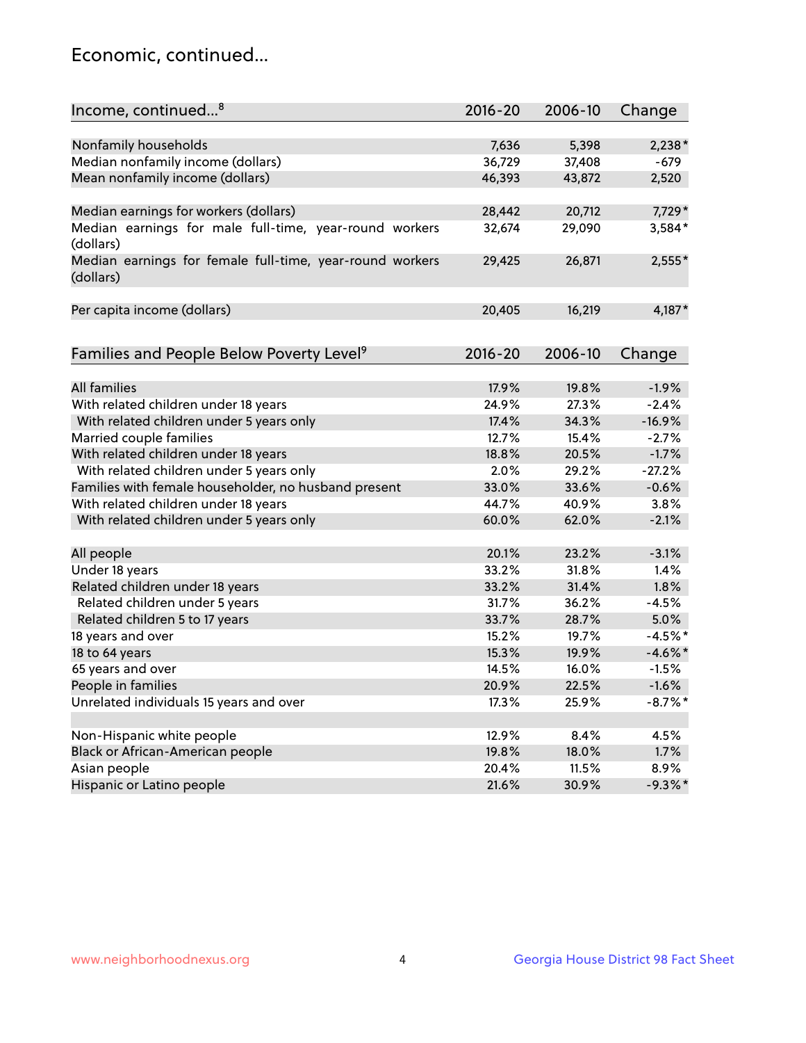## Economic, continued...

| Income, continued...[8] | 2016-20 | 2006-10 | Change |
|---|---|---|---|
| Nonfamily households | 7,636 | 5,398 | 2,238* |
| Median nonfamily income (dollars) | 36,729 | 37,408 | -679 |
| Mean nonfamily income (dollars) | 46,393 | 43,872 | 2,520 |
| Median earnings for workers (dollars) | 28,442 | 20,712 | 7,729* |
| Median earnings for male full-time, year-round workers (dollars) | 32,674 | 29,090 | 3,584* |
| Median earnings for female full-time, year-round workers (dollars) | 29,425 | 26,871 | 2,555* |
| Per capita income (dollars) | 20,405 | 16,219 | 4,187* |

| Families and People Below Poverty Level[9] | 2016-20 | 2006-10 | Change |
|---|---|---|---|
| All families | 17.9% | 19.8% | -1.9% |
| With related children under 18 years | 24.9% | 27.3% | -2.4% |
| With related children under 5 years only | 17.4% | 34.3% | -16.9% |
| Married couple families | 12.7% | 15.4% | -2.7% |
| With related children under 18 years | 18.8% | 20.5% | -1.7% |
| With related children under 5 years only | 2.0% | 29.2% | -27.2% |
| Families with female householder, no husband present | 33.0% | 33.6% | -0.6% |
| With related children under 18 years | 44.7% | 40.9% | 3.8% |
| With related children under 5 years only | 60.0% | 62.0% | -2.1% |
| All people | 20.1% | 23.2% | -3.1% |
| Under 18 years | 33.2% | 31.8% | 1.4% |
| Related children under 18 years | 33.2% | 31.4% | 1.8% |
| Related children under 5 years | 31.7% | 36.2% | -4.5% |
| Related children 5 to 17 years | 33.7% | 28.7% | 5.0% |
| 18 years and over | 15.2% | 19.7% | -4.5%* |
| 18 to 64 years | 15.3% | 19.9% | -4.6%* |
| 65 years and over | 14.5% | 16.0% | -1.5% |
| People in families | 20.9% | 22.5% | -1.6% |
| Unrelated individuals 15 years and over | 17.3% | 25.9% | -8.7%* |
| Non-Hispanic white people | 12.9% | 8.4% | 4.5% |
| Black or African-American people | 19.8% | 18.0% | 1.7% |
| Asian people | 20.4% | 11.5% | 8.9% |
| Hispanic or Latino people | 21.6% | 30.9% | -9.3%* |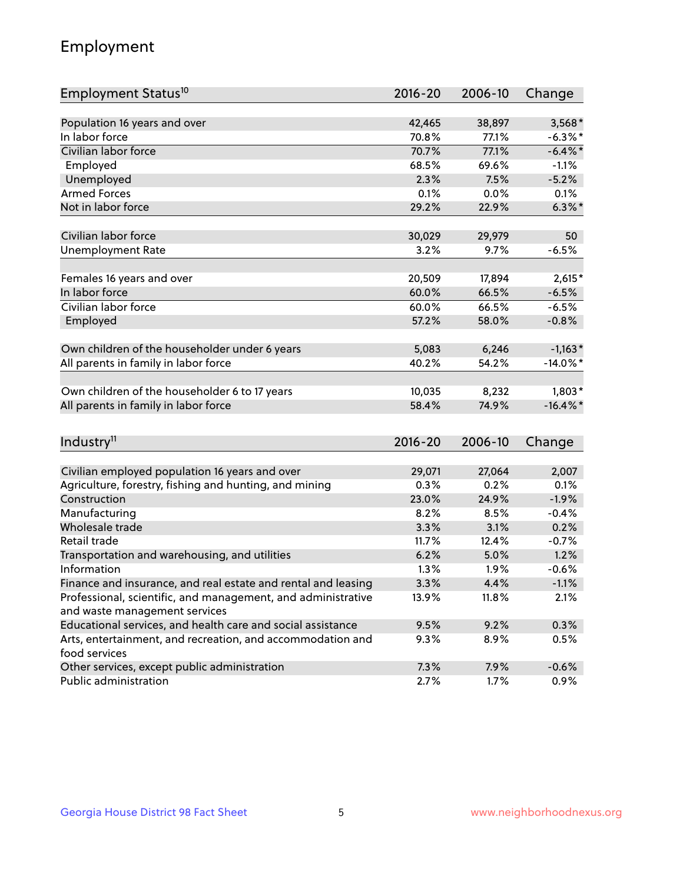## Employment

| Employment Status[10] | 2016-20 | 2006-10 | Change |
|---|---|---|---|
| Population 16 years and over | 42,465 | 38,897 | 3,568* |
| In labor force | 70.8% | 77.1% | -6.3%* |
| Civilian labor force | 70.7% | 77.1% | -6.4%* |
| Employed | 68.5% | 69.6% | -1.1% |
| Unemployed | 2.3% | 7.5% | -5.2% |
| Armed Forces | 0.1% | 0.0% | 0.1% |
| Not in labor force | 29.2% | 22.9% | 6.3%* |
| | | | |
| Civilian labor force | 30,029 | 29,979 | 50 |
| Unemployment Rate | 3.2% | 9.7% | -6.5% |
| | | | |
| Females 16 years and over | 20,509 | 17,894 | 2,615* |
| In labor force | 60.0% | 66.5% | -6.5% |
| Civilian labor force | 60.0% | 66.5% | -6.5% |
| Employed | 57.2% | 58.0% | -0.8% |
| | | | |
| Own children of the householder under 6 years | 5,083 | 6,246 | -1,163* |
| All parents in family in labor force | 40.2% | 54.2% | -14.0%* |
| | | | |
| Own children of the householder 6 to 17 years | 10,035 | 8,232 | 1,803* |
| All parents in family in labor force | 58.4% | 74.9% | -16.4%* |

| Industry[11] | 2016-20 | 2006-10 | Change |
|---|---|---|---|
| Civilian employed population 16 years and over | 29,071 | 27,064 | 2,007 |
| Agriculture, forestry, fishing and hunting, and mining | 0.3% | 0.2% | 0.1% |
| Construction | 23.0% | 24.9% | -1.9% |
| Manufacturing | 8.2% | 8.5% | -0.4% |
| Wholesale trade | 3.3% | 3.1% | 0.2% |
| Retail trade | 11.7% | 12.4% | -0.7% |
| Transportation and warehousing, and utilities | 6.2% | 5.0% | 1.2% |
| Information | 1.3% | 1.9% | -0.6% |
| Finance and insurance, and real estate and rental and leasing | 3.3% | 4.4% | -1.1% |
| Professional, scientific, and management, and administrative and waste management services | 13.9% | 11.8% | 2.1% |
| Educational services, and health care and social assistance | 9.5% | 9.2% | 0.3% |
| Arts, entertainment, and recreation, and accommodation and food services | 9.3% | 8.9% | 0.5% |
| Other services, except public administration | 7.3% | 7.9% | -0.6% |
| Public administration | 2.7% | 1.7% | 0.9% |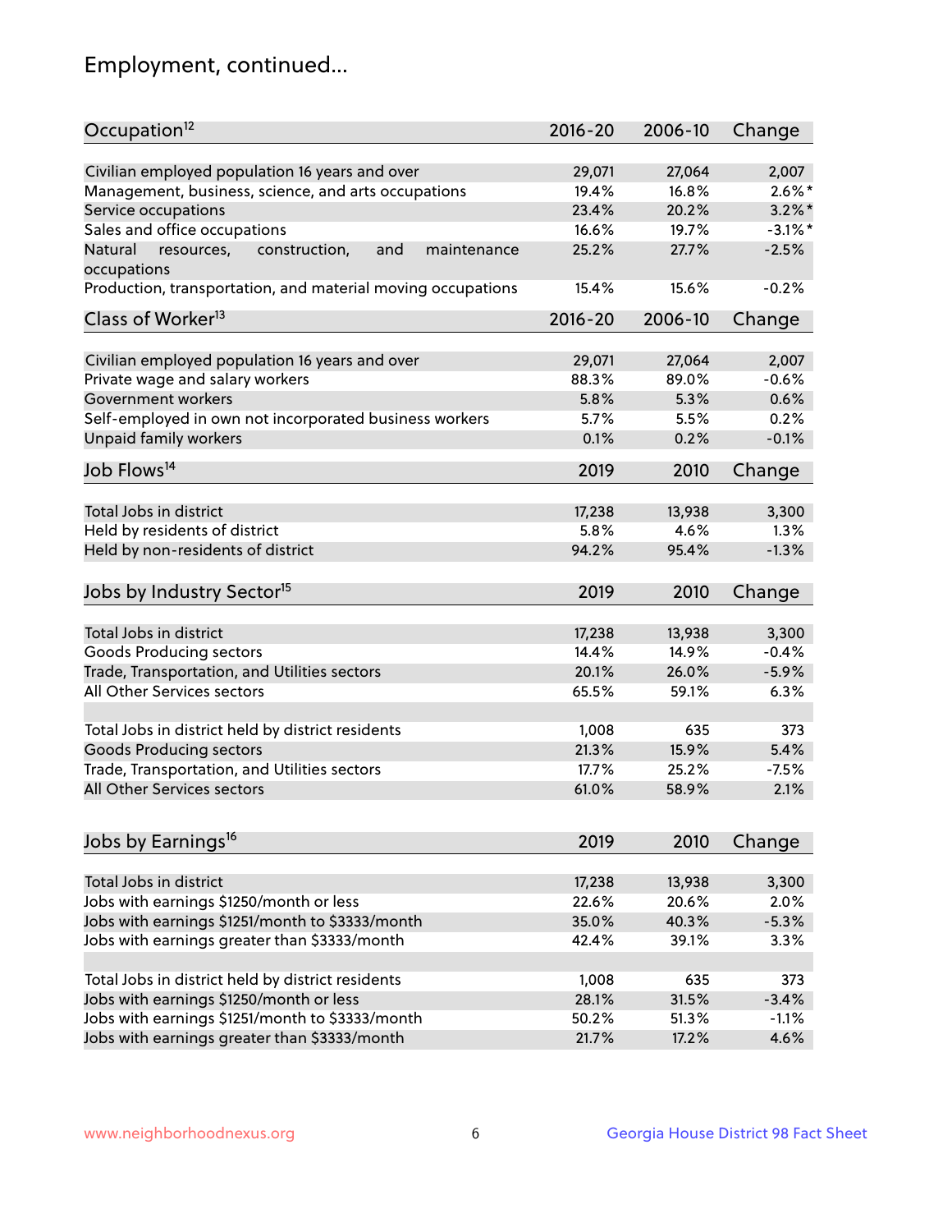# Employment, continued...

| Occupation[12] | 2016-20 | 2006-10 | Change |
|---|---|---|---|
| Civilian employed population 16 years and over | 29,071 | 27,064 | 2,007 |
| Management, business, science, and arts occupations | 19.4% | 16.8% | 2.6%* |
| Service occupations | 23.4% | 20.2% | 3.2%* |
| Sales and office occupations | 16.6% | 19.7% | -3.1%* |
| Natural resources, construction, and maintenance occupations | 25.2% | 27.7% | -2.5% |
| Production, transportation, and material moving occupations | 15.4% | 15.6% | -0.2% |

| Class of Worker[13] | 2016-20 | 2006-10 | Change |
|---|---|---|---|
| Civilian employed population 16 years and over | 29,071 | 27,064 | 2,007 |
| Private wage and salary workers | 88.3% | 89.0% | -0.6% |
| Government workers | 5.8% | 5.3% | 0.6% |
| Self-employed in own not incorporated business workers | 5.7% | 5.5% | 0.2% |
| Unpaid family workers | 0.1% | 0.2% | -0.1% |

| Job Flows[14] | 2019 | 2010 | Change |
|---|---|---|---|
| Total Jobs in district | 17,238 | 13,938 | 3,300 |
| Held by residents of district | 5.8% | 4.6% | 1.3% |
| Held by non-residents of district | 94.2% | 95.4% | -1.3% |

| Jobs by Industry Sector[15] | 2019 | 2010 | Change |
|---|---|---|---|
| Total Jobs in district | 17,238 | 13,938 | 3,300 |
| Goods Producing sectors | 14.4% | 14.9% | -0.4% |
| Trade, Transportation, and Utilities sectors | 20.1% | 26.0% | -5.9% |
| All Other Services sectors | 65.5% | 59.1% | 6.3% |
| | | | |
| Total Jobs in district held by district residents | 1,008 | 635 | 373 |
| Goods Producing sectors | 21.3% | 15.9% | 5.4% |
| Trade, Transportation, and Utilities sectors | 17.7% | 25.2% | -7.5% |
| All Other Services sectors | 61.0% | 58.9% | 2.1% |

| Jobs by Earnings[16] | 2019 | 2010 | Change |
|---|---|---|---|
| Total Jobs in district | 17,238 | 13,938 | 3,300 |
| Jobs with earnings $1250/month or less | 22.6% | 20.6% | 2.0% |
| Jobs with earnings $1251/month to $3333/month | 35.0% | 40.3% | -5.3% |
| Jobs with earnings greater than $3333/month | 42.4% | 39.1% | 3.3% |
| | | | |
| Total Jobs in district held by district residents | 1,008 | 635 | 373 |
| Jobs with earnings $1250/month or less | 28.1% | 31.5% | -3.4% |
| Jobs with earnings $1251/month to $3333/month | 50.2% | 51.3% | -1.1% |
| Jobs with earnings greater than $3333/month | 21.7% | 17.2% | 4.6% |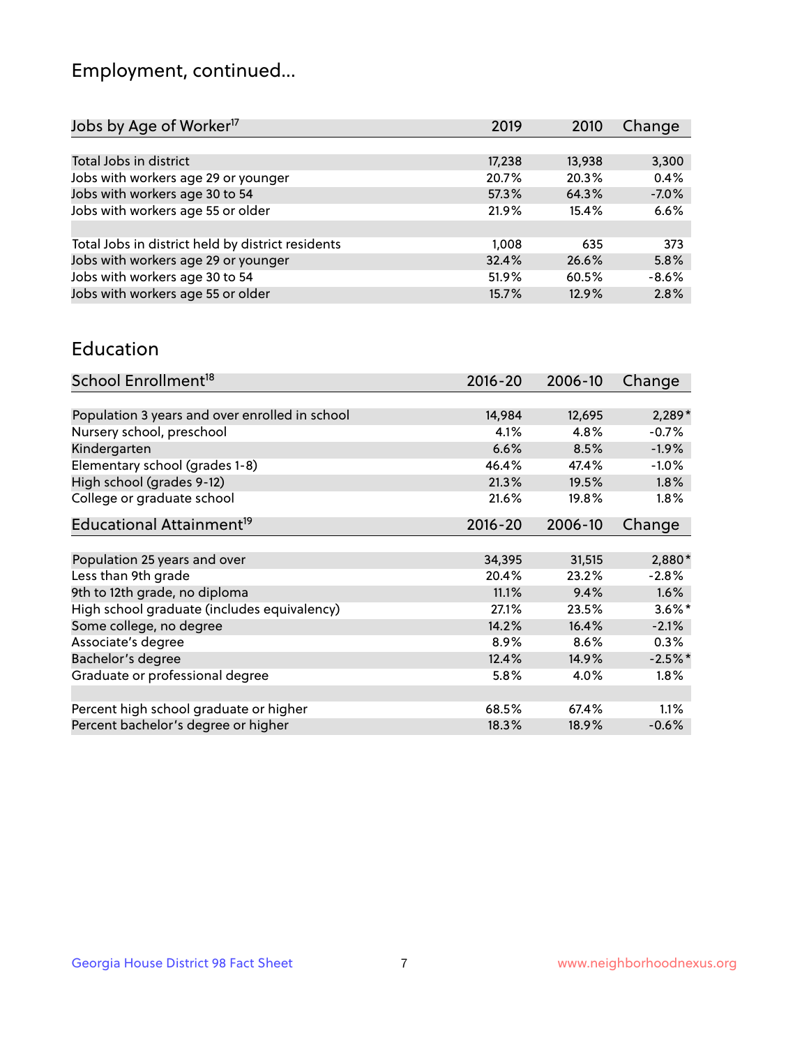# Employment, continued...

| Jobs by Age of Worker[17] | 2019 | 2010 | Change |
|---|---|---|---|
| Total Jobs in district | 17,238 | 13,938 | 3,300 |
| Jobs with workers age 29 or younger | 20.7% | 20.3% | 0.4% |
| Jobs with workers age 30 to 54 | 57.3% | 64.3% | -7.0% |
| Jobs with workers age 55 or older | 21.9% | 15.4% | 6.6% |
| | | | |
| Total Jobs in district held by district residents | 1,008 | 635 | 373 |
| Jobs with workers age 29 or younger | 32.4% | 26.6% | 5.8% |
| Jobs with workers age 30 to 54 | 51.9% | 60.5% | -8.6% |
| Jobs with workers age 55 or older | 15.7% | 12.9% | 2.8% |

# Education

| School Enrollment[18] | 2016-20 | 2006-10 | Change |
|---|---|---|---|
| Population 3 years and over enrolled in school | 14,984 | 12,695 | 2,289* |
| Nursery school, preschool | 4.1% | 4.8% | -0.7% |
| Kindergarten | 6.6% | 8.5% | -1.9% |
| Elementary school (grades 1-8) | 46.4% | 47.4% | -1.0% |
| High school (grades 9-12) | 21.3% | 19.5% | 1.8% |
| College or graduate school | 21.6% | 19.8% | 1.8% |

| Educational Attainment[19] | 2016-20 | 2006-10 | Change |
|---|---|---|---|
| Population 25 years and over | 34,395 | 31,515 | 2,880* |
| Less than 9th grade | 20.4% | 23.2% | -2.8% |
| 9th to 12th grade, no diploma | 11.1% | 9.4% | 1.6% |
| High school graduate (includes equivalency) | 27.1% | 23.5% | 3.6%* |
| Some college, no degree | 14.2% | 16.4% | -2.1% |
| Associate's degree | 8.9% | 8.6% | 0.3% |
| Bachelor's degree | 12.4% | 14.9% | -2.5%* |
| Graduate or professional degree | 5.8% | 4.0% | 1.8% |
| | | | |
| Percent high school graduate or higher | 68.5% | 67.4% | 1.1% |
| Percent bachelor's degree or higher | 18.3% | 18.9% | -0.6% |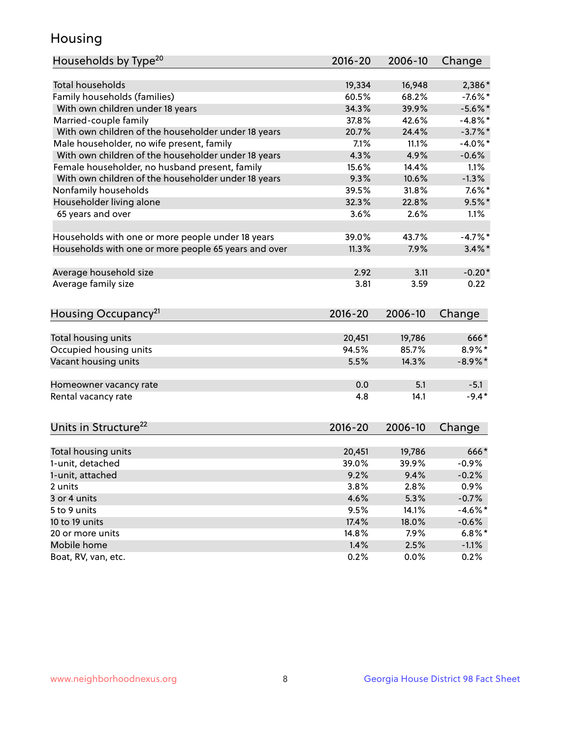# Housing

| Households by Type[20] | 2016-20 | 2006-10 | Change |
|---|---|---|---|
| Total households | 19,334 | 16,948 | 2,386* |
| Family households (families) | 60.5% | 68.2% | -7.6%* |
| With own children under 18 years | 34.3% | 39.9% | -5.6%* |
| Married-couple family | 37.8% | 42.6% | -4.8%* |
| With own children of the householder under 18 years | 20.7% | 24.4% | -3.7%* |
| Male householder, no wife present, family | 7.1% | 11.1% | -4.0%* |
| With own children of the householder under 18 years | 4.3% | 4.9% | -0.6% |
| Female householder, no husband present, family | 15.6% | 14.4% | 1.1% |
| With own children of the householder under 18 years | 9.3% | 10.6% | -1.3% |
| Nonfamily households | 39.5% | 31.8% | 7.6%* |
| Householder living alone | 32.3% | 22.8% | 9.5%* |
| 65 years and over | 3.6% | 2.6% | 1.1% |
| | | | |
| Households with one or more people under 18 years | 39.0% | 43.7% | -4.7%* |
| Households with one or more people 65 years and over | 11.3% | 7.9% | 3.4%* |
| | | | |
| Average household size | 2.92 | 3.11 | -0.20* |
| Average family size | 3.81 | 3.59 | 0.22 |

| Housing Occupancy[21] | 2016-20 | 2006-10 | Change |
|---|---|---|---|
| Total housing units | 20,451 | 19,786 | 666* |
| Occupied housing units | 94.5% | 85.7% | 8.9%* |
| Vacant housing units | 5.5% | 14.3% | -8.9%* |
| | | | |
| Homeowner vacancy rate | 0.0 | 5.1 | -5.1 |
| Rental vacancy rate | 4.8 | 14.1 | -9.4* |

| Units in Structure[22] | 2016-20 | 2006-10 | Change |
|---|---|---|---|
| Total housing units | 20,451 | 19,786 | 666* |
| 1-unit, detached | 39.0% | 39.9% | -0.9% |
| 1-unit, attached | 9.2% | 9.4% | -0.2% |
| 2 units | 3.8% | 2.8% | 0.9% |
| 3 or 4 units | 4.6% | 5.3% | -0.7% |
| 5 to 9 units | 9.5% | 14.1% | -4.6%* |
| 10 to 19 units | 17.4% | 18.0% | -0.6% |
| 20 or more units | 14.8% | 7.9% | 6.8%* |
| Mobile home | 1.4% | 2.5% | -1.1% |
| Boat, RV, van, etc. | 0.2% | 0.0% | 0.2% |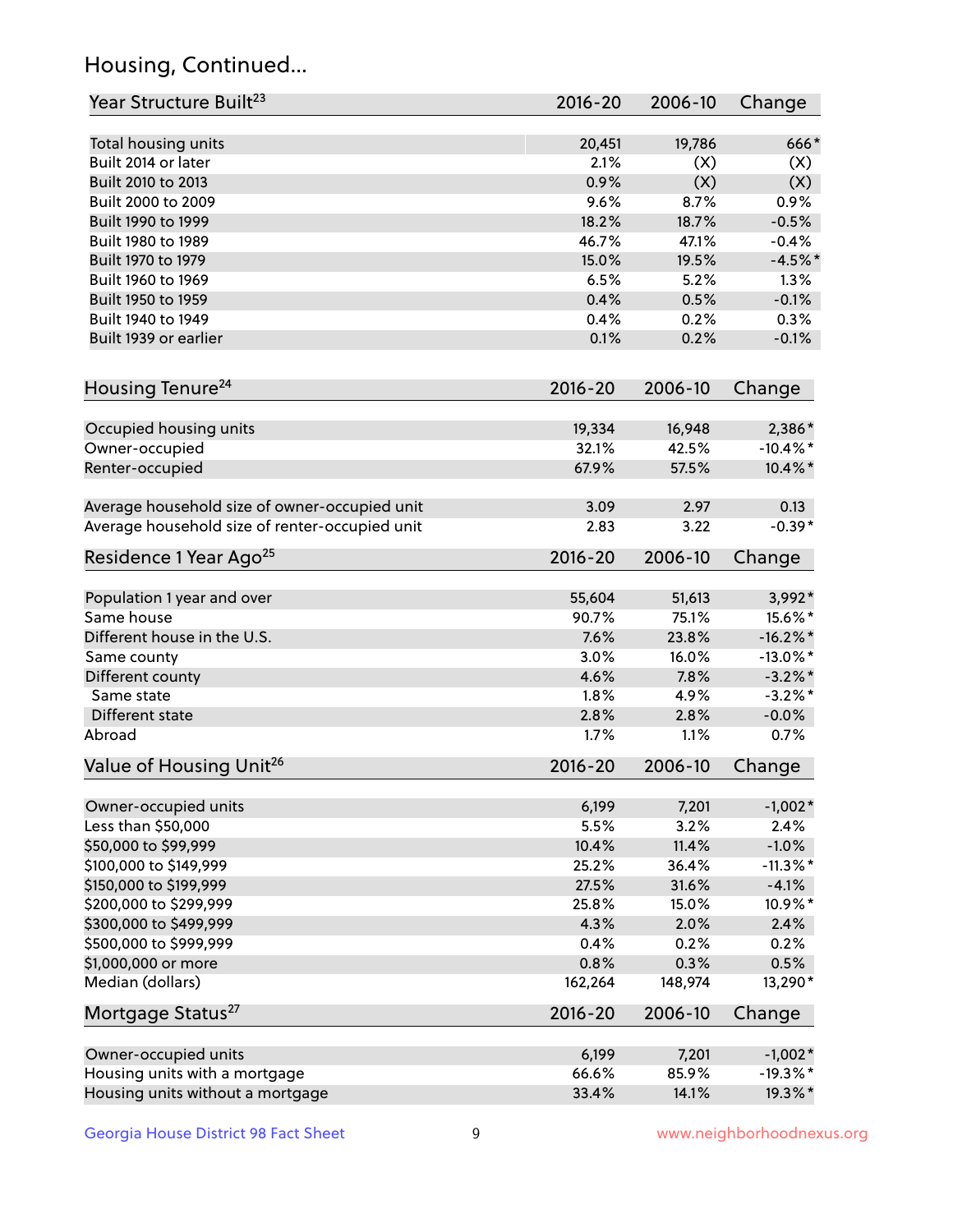## Housing, Continued...

| Year Structure Built[23] | 2016-20 | 2006-10 | Change |
|---|---|---|---|
| Total housing units | 20,451 | 19,786 | 666* |
| Built 2014 or later | 2.1% | (X) | (X) |
| Built 2010 to 2013 | 0.9% | (X) | (X) |
| Built 2000 to 2009 | 9.6% | 8.7% | 0.9% |
| Built 1990 to 1999 | 18.2% | 18.7% | -0.5% |
| Built 1980 to 1989 | 46.7% | 47.1% | -0.4% |
| Built 1970 to 1979 | 15.0% | 19.5% | -4.5%* |
| Built 1960 to 1969 | 6.5% | 5.2% | 1.3% |
| Built 1950 to 1959 | 0.4% | 0.5% | -0.1% |
| Built 1940 to 1949 | 0.4% | 0.2% | 0.3% |
| Built 1939 or earlier | 0.1% | 0.2% | -0.1% |

| Housing Tenure[24] | 2016-20 | 2006-10 | Change |
|---|---|---|---|
| Occupied housing units | 19,334 | 16,948 | 2,386* |
| Owner-occupied | 32.1% | 42.5% | -10.4%* |
| Renter-occupied | 67.9% | 57.5% | 10.4%* |
| Average household size of owner-occupied unit | 3.09 | 2.97 | 0.13 |
| Average household size of renter-occupied unit | 2.83 | 3.22 | -0.39* |

| Residence 1 Year Ago[25] | 2016-20 | 2006-10 | Change |
|---|---|---|---|
| Population 1 year and over | 55,604 | 51,613 | 3,992* |
| Same house | 90.7% | 75.1% | 15.6%* |
| Different house in the U.S. | 7.6% | 23.8% | -16.2%* |
| Same county | 3.0% | 16.0% | -13.0%* |
| Different county | 4.6% | 7.8% | -3.2%* |
| Same state | 1.8% | 4.9% | -3.2%* |
| Different state | 2.8% | 2.8% | -0.0% |
| Abroad | 1.7% | 1.1% | 0.7% |

| Value of Housing Unit[26] | 2016-20 | 2006-10 | Change |
|---|---|---|---|
| Owner-occupied units | 6,199 | 7,201 | -1,002* |
| Less than $50,000 | 5.5% | 3.2% | 2.4% |
| $50,000 to $99,999 | 10.4% | 11.4% | -1.0% |
| $100,000 to $149,999 | 25.2% | 36.4% | -11.3%* |
| $150,000 to $199,999 | 27.5% | 31.6% | -4.1% |
| $200,000 to $299,999 | 25.8% | 15.0% | 10.9%* |
| $300,000 to $499,999 | 4.3% | 2.0% | 2.4% |
| $500,000 to $999,999 | 0.4% | 0.2% | 0.2% |
| $1,000,000 or more | 0.8% | 0.3% | 0.5% |
| Median (dollars) | 162,264 | 148,974 | 13,290* |

| Mortgage Status[27] | 2016-20 | 2006-10 | Change |
|---|---|---|---|
| Owner-occupied units | 6,199 | 7,201 | -1,002* |
| Housing units with a mortgage | 66.6% | 85.9% | -19.3%* |
| Housing units without a mortgage | 33.4% | 14.1% | 19.3%* |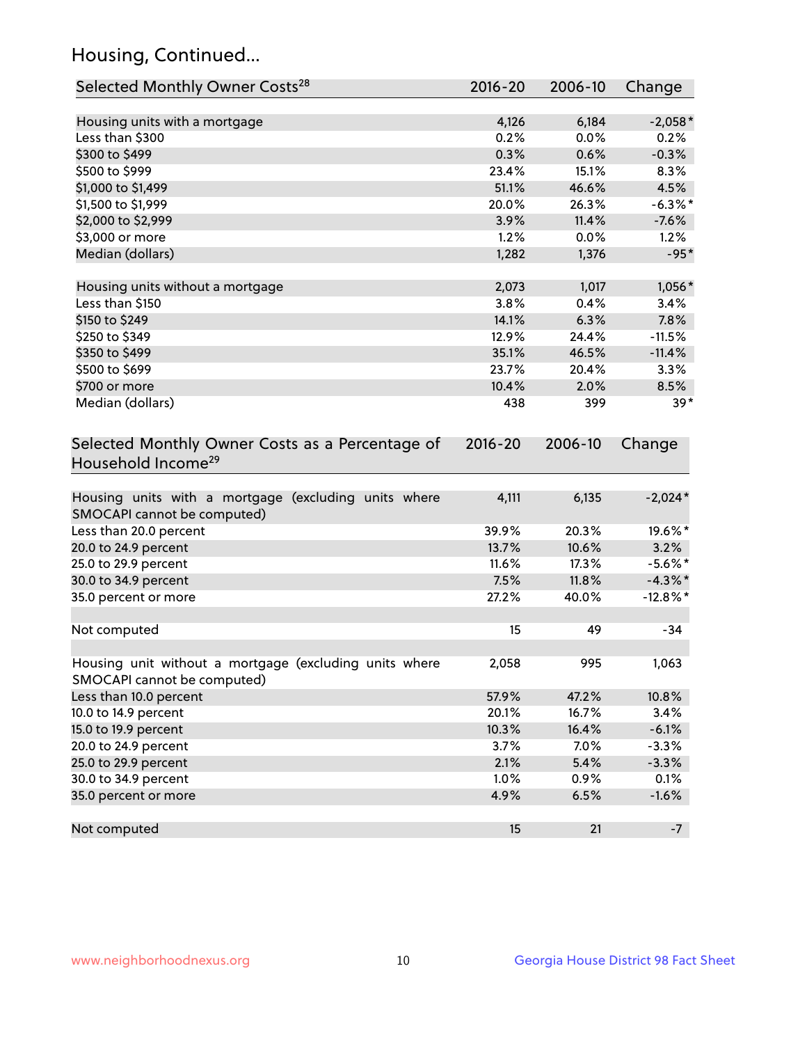## Housing, Continued...

| Selected Monthly Owner Costs[28] | 2016-20 | 2006-10 | Change |
|---|---|---|---|
| Housing units with a mortgage | 4,126 | 6,184 | -2,058* |
| Less than $300 | 0.2% | 0.0% | 0.2% |
| $300 to $499 | 0.3% | 0.6% | -0.3% |
| $500 to $999 | 23.4% | 15.1% | 8.3% |
| $1,000 to $1,499 | 51.1% | 46.6% | 4.5% |
| $1,500 to $1,999 | 20.0% | 26.3% | -6.3%* |
| $2,000 to $2,999 | 3.9% | 11.4% | -7.6% |
| $3,000 or more | 1.2% | 0.0% | 1.2% |
| Median (dollars) | 1,282 | 1,376 | -95* |
| | | | |
| Housing units without a mortgage | 2,073 | 1,017 | 1,056* |
| Less than $150 | 3.8% | 0.4% | 3.4% |
| $150 to $249 | 14.1% | 6.3% | 7.8% |
| $250 to $349 | 12.9% | 24.4% | -11.5% |
| $350 to $499 | 35.1% | 46.5% | -11.4% |
| $500 to $699 | 23.7% | 20.4% | 3.3% |
| $700 or more | 10.4% | 2.0% | 8.5% |
| Median (dollars) | 438 | 399 | 39* |

| Selected Monthly Owner Costs as a Percentage of Household Income[29] | 2016-20 | 2006-10 | Change |
|---|---|---|---|
| Housing units with a mortgage (excluding units where SMOCAPI cannot be computed) | 4,111 | 6,135 | -2,024* |
| Less than 20.0 percent | 39.9% | 20.3% | 19.6%* |
| 20.0 to 24.9 percent | 13.7% | 10.6% | 3.2% |
| 25.0 to 29.9 percent | 11.6% | 17.3% | -5.6%* |
| 30.0 to 34.9 percent | 7.5% | 11.8% | -4.3%* |
| 35.0 percent or more | 27.2% | 40.0% | -12.8%* |
| | | | |
| Not computed | 15 | 49 | -34 |
| | | | |
| Housing unit without a mortgage (excluding units where SMOCAPI cannot be computed) | 2,058 | 995 | 1,063 |
| Less than 10.0 percent | 57.9% | 47.2% | 10.8% |
| 10.0 to 14.9 percent | 20.1% | 16.7% | 3.4% |
| 15.0 to 19.9 percent | 10.3% | 16.4% | -6.1% |
| 20.0 to 24.9 percent | 3.7% | 7.0% | -3.3% |
| 25.0 to 29.9 percent | 2.1% | 5.4% | -3.3% |
| 30.0 to 34.9 percent | 1.0% | 0.9% | 0.1% |
| 35.0 percent or more | 4.9% | 6.5% | -1.6% |
| | | | |
| Not computed | 15 | 21 | -7 |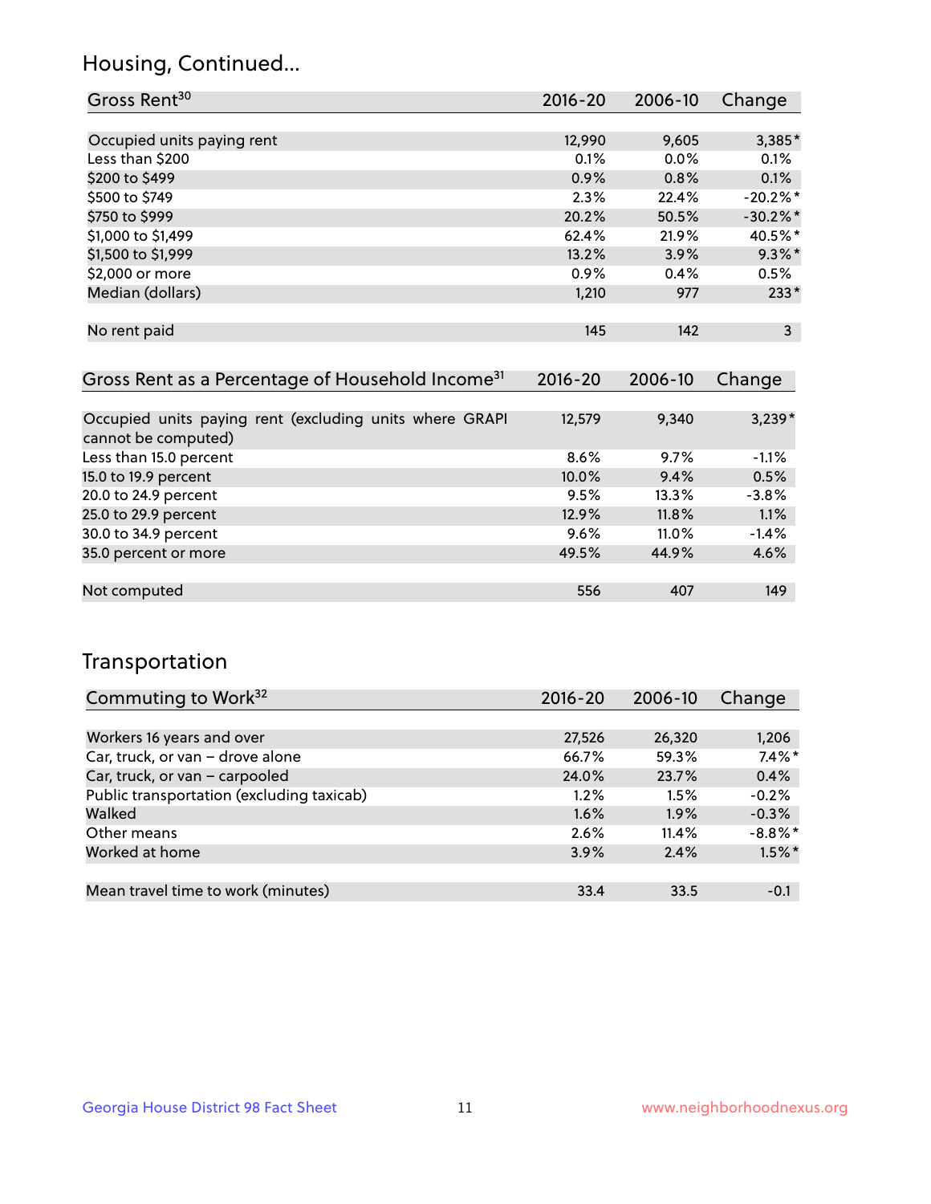## Housing, Continued...

| Gross Rent[30] | 2016-20 | 2006-10 | Change |
|---|---|---|---|
| Occupied units paying rent | 12,990 | 9,605 | 3,385* |
| Less than $200 | 0.1% | 0.0% | 0.1% |
| $200 to $499 | 0.9% | 0.8% | 0.1% |
| $500 to $749 | 2.3% | 22.4% | -20.2%* |
| $750 to $999 | 20.2% | 50.5% | -30.2%* |
| $1,000 to $1,499 | 62.4% | 21.9% | 40.5%* |
| $1,500 to $1,999 | 13.2% | 3.9% | 9.3%* |
| $2,000 or more | 0.9% | 0.4% | 0.5% |
| Median (dollars) | 1,210 | 977 | 233* |
| No rent paid | 145 | 142 | 3 |

| Gross Rent as a Percentage of Household Income[31] | 2016-20 | 2006-10 | Change |
|---|---|---|---|
| Occupied units paying rent (excluding units where GRAPI cannot be computed) | 12,579 | 9,340 | 3,239* |
| Less than 15.0 percent | 8.6% | 9.7% | -1.1% |
| 15.0 to 19.9 percent | 10.0% | 9.4% | 0.5% |
| 20.0 to 24.9 percent | 9.5% | 13.3% | -3.8% |
| 25.0 to 29.9 percent | 12.9% | 11.8% | 1.1% |
| 30.0 to 34.9 percent | 9.6% | 11.0% | -1.4% |
| 35.0 percent or more | 49.5% | 44.9% | 4.6% |
| Not computed | 556 | 407 | 149 |

## Transportation

| Commuting to Work[32] | 2016-20 | 2006-10 | Change |
|---|---|---|---|
| Workers 16 years and over | 27,526 | 26,320 | 1,206 |
| Car, truck, or van – drove alone | 66.7% | 59.3% | 7.4%* |
| Car, truck, or van – carpooled | 24.0% | 23.7% | 0.4% |
| Public transportation (excluding taxicab) | 1.2% | 1.5% | -0.2% |
| Walked | 1.6% | 1.9% | -0.3% |
| Other means | 2.6% | 11.4% | -8.8%* |
| Worked at home | 3.9% | 2.4% | 1.5%* |
| Mean travel time to work (minutes) | 33.4 | 33.5 | -0.1 |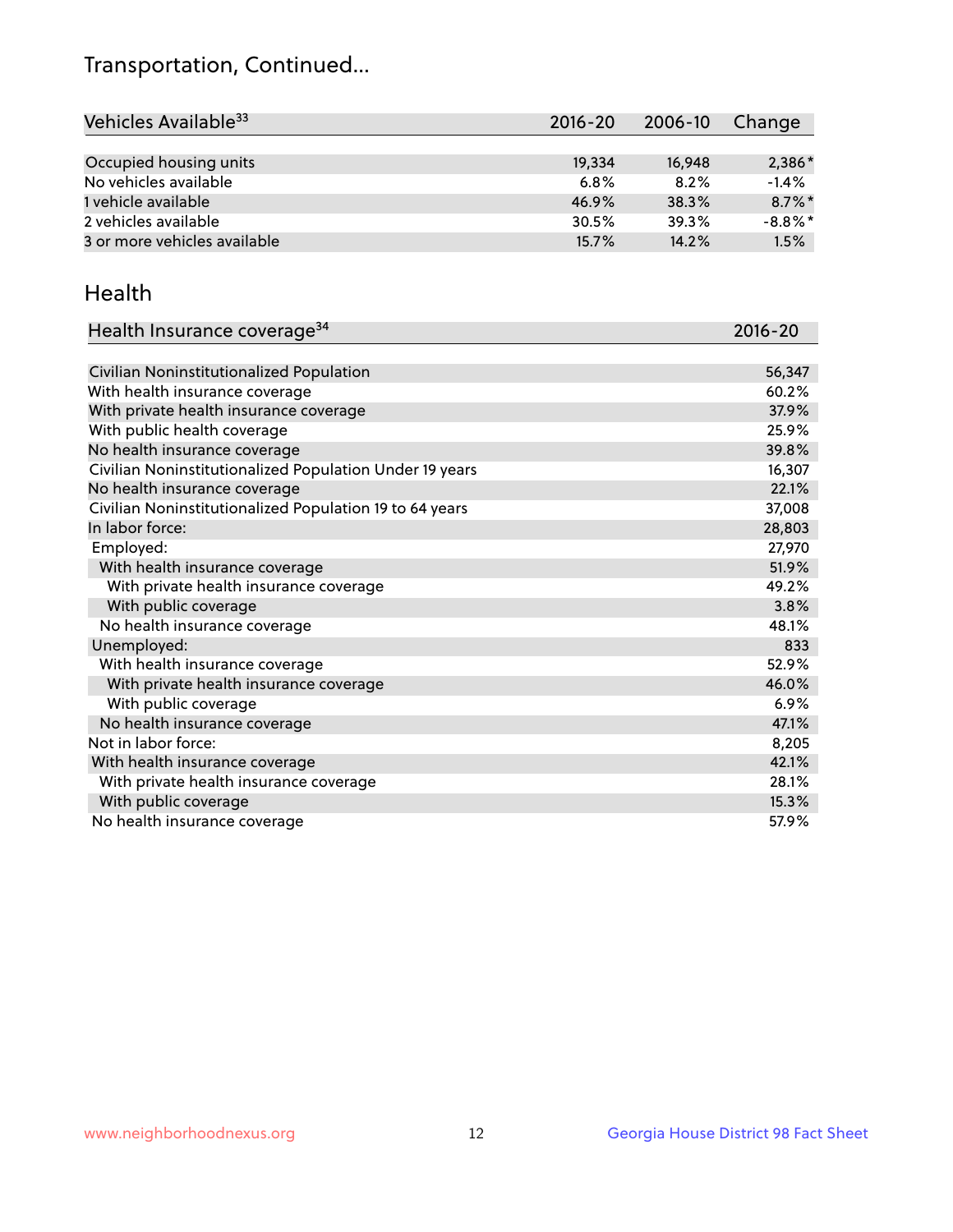# Transportation, Continued...

| Vehicles Available[33] | 2016-20 | 2006-10 | Change |
|---|---|---|---|
| Occupied housing units | 19,334 | 16,948 | 2,386* |
| No vehicles available | 6.8% | 8.2% | -1.4% |
| 1 vehicle available | 46.9% | 38.3% | 8.7%* |
| 2 vehicles available | 30.5% | 39.3% | -8.8%* |
| 3 or more vehicles available | 15.7% | 14.2% | 1.5% |

## Health

| Health Insurance coverage[34] | 2016-20 |
|---|---|
| Civilian Noninstitutionalized Population | 56,347 |
| With health insurance coverage | 60.2% |
| With private health insurance coverage | 37.9% |
| With public health coverage | 25.9% |
| No health insurance coverage | 39.8% |
| Civilian Noninstitutionalized Population Under 19 years | 16,307 |
| No health insurance coverage | 22.1% |
| Civilian Noninstitutionalized Population 19 to 64 years | 37,008 |
| In labor force: | 28,803 |
| Employed: | 27,970 |
| With health insurance coverage | 51.9% |
| With private health insurance coverage | 49.2% |
| With public coverage | 3.8% |
| No health insurance coverage | 48.1% |
| Unemployed: | 833 |
| With health insurance coverage | 52.9% |
| With private health insurance coverage | 46.0% |
| With public coverage | 6.9% |
| No health insurance coverage | 47.1% |
| Not in labor force: | 8,205 |
| With health insurance coverage | 42.1% |
| With private health insurance coverage | 28.1% |
| With public coverage | 15.3% |
| No health insurance coverage | 57.9% |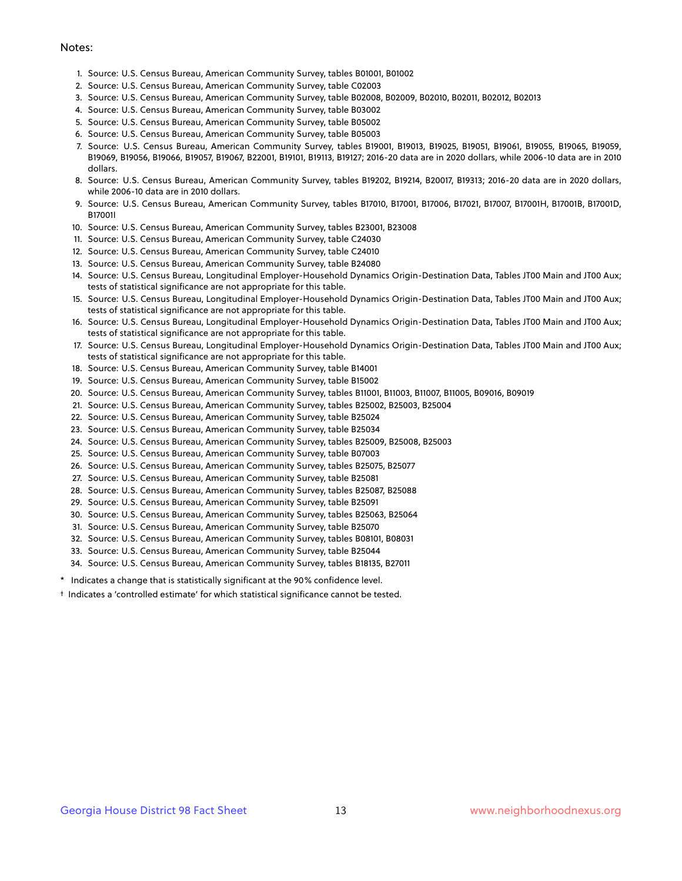Notes:

1. Source: U.S. Census Bureau, American Community Survey, tables B01001, B01002
2. Source: U.S. Census Bureau, American Community Survey, table C02003
3. Source: U.S. Census Bureau, American Community Survey, table B02008, B02009, B02010, B02011, B02012, B02013
4. Source: U.S. Census Bureau, American Community Survey, table B03002
5. Source: U.S. Census Bureau, American Community Survey, table B05002
6. Source: U.S. Census Bureau, American Community Survey, table B05003
7. Source: U.S. Census Bureau, American Community Survey, tables B19001, B19013, B19025, B19051, B19061, B19055, B19065, B19059, B19069, B19056, B19066, B19057, B19067, B22001, B19101, B19113, B19127; 2016-20 data are in 2020 dollars, while 2006-10 data are in 2010 dollars.
8. Source: U.S. Census Bureau, American Community Survey, tables B19202, B19214, B20017, B19313; 2016-20 data are in 2020 dollars, while 2006-10 data are in 2010 dollars.
9. Source: U.S. Census Bureau, American Community Survey, tables B17010, B17001, B17006, B17021, B17007, B17001H, B17001B, B17001D, B17001I
10. Source: U.S. Census Bureau, American Community Survey, tables B23001, B23008
11. Source: U.S. Census Bureau, American Community Survey, table C24030
12. Source: U.S. Census Bureau, American Community Survey, table C24010
13. Source: U.S. Census Bureau, American Community Survey, table B24080
14. Source: U.S. Census Bureau, Longitudinal Employer-Household Dynamics Origin-Destination Data, Tables JT00 Main and JT00 Aux; tests of statistical significance are not appropriate for this table.
15. Source: U.S. Census Bureau, Longitudinal Employer-Household Dynamics Origin-Destination Data, Tables JT00 Main and JT00 Aux; tests of statistical significance are not appropriate for this table.
16. Source: U.S. Census Bureau, Longitudinal Employer-Household Dynamics Origin-Destination Data, Tables JT00 Main and JT00 Aux; tests of statistical significance are not appropriate for this table.
17. Source: U.S. Census Bureau, Longitudinal Employer-Household Dynamics Origin-Destination Data, Tables JT00 Main and JT00 Aux; tests of statistical significance are not appropriate for this table.
18. Source: U.S. Census Bureau, American Community Survey, table B14001
19. Source: U.S. Census Bureau, American Community Survey, table B15002
20. Source: U.S. Census Bureau, American Community Survey, tables B11001, B11003, B11007, B11005, B09016, B09019
21. Source: U.S. Census Bureau, American Community Survey, tables B25002, B25003, B25004
22. Source: U.S. Census Bureau, American Community Survey, table B25024
23. Source: U.S. Census Bureau, American Community Survey, table B25034
24. Source: U.S. Census Bureau, American Community Survey, tables B25009, B25008, B25003
25. Source: U.S. Census Bureau, American Community Survey, table B07003
26. Source: U.S. Census Bureau, American Community Survey, tables B25075, B25077
27. Source: U.S. Census Bureau, American Community Survey, table B25081
28. Source: U.S. Census Bureau, American Community Survey, tables B25087, B25088
29. Source: U.S. Census Bureau, American Community Survey, table B25091
30. Source: U.S. Census Bureau, American Community Survey, tables B25063, B25064
31. Source: U.S. Census Bureau, American Community Survey, table B25070
32. Source: U.S. Census Bureau, American Community Survey, tables B08101, B08031
33. Source: U.S. Census Bureau, American Community Survey, table B25044
34. Source: U.S. Census Bureau, American Community Survey, tables B18135, B27011

\* Indicates a change that is statistically significant at the 90% confidence level.

† Indicates a 'controlled estimate' for which statistical significance cannot be tested.